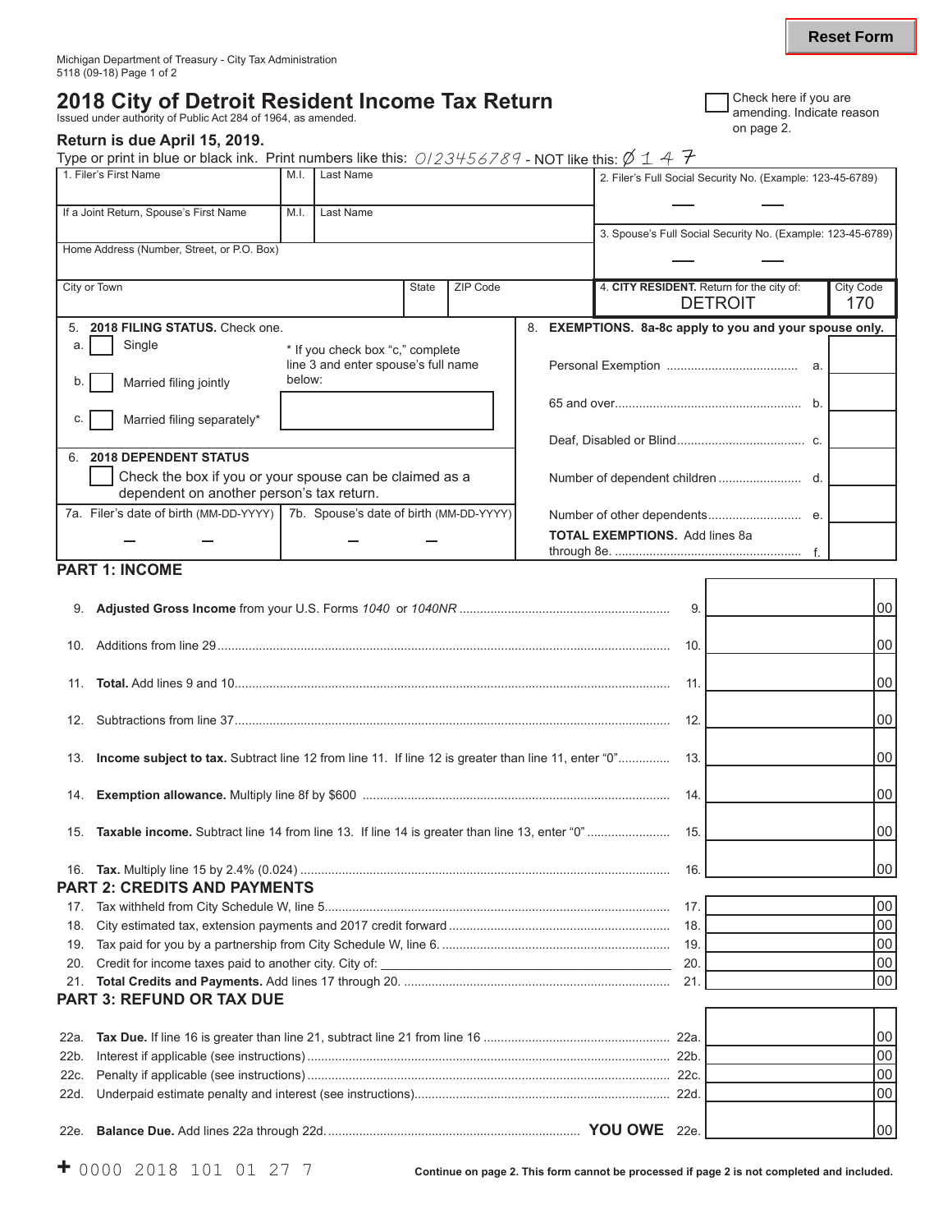Reset Form

Michigan Department of Treasury - City Tax Administration
5118 (09-18) Page 1 of 2

# 2018 City of Detroit Resident Income Tax Return

Issued under authority of Public Act 284 of 1964, as amended.

☐ Check here if you are amending. Indicate reason on page 2.

**Return is due April 15, 2019.**

Type or print in blue or black ink. Print numbers like this: 0123456789 - NOT like this: Ø 1 4 7

| 1. Filer's First Name | M.I. | Last Name | 2. Filer's Full Social Security No. (Example: 123-45-6789) |
|---|---|---|---|
| If a Joint Return, Spouse's First Name | M.I. | Last Name | 3. Spouse's Full Social Security No. (Example: 123-45-6789) |
| Home Address (Number, Street, or P.O. Box) | | | |
| City or Town | State | ZIP Code | 4. **CITY RESIDENT.** Return for the city of: DETROIT — City Code 170 |

**5. 2018 FILING STATUS.** Check one.

- a. ☐ Single
- b. ☐ Married filing jointly
- c. ☐ Married filing separately*

\* If you check box "c," complete line 3 and enter spouse's full name below:

**6. 2018 DEPENDENT STATUS**

☐ Check the box if you or your spouse can be claimed as a dependent on another person's tax return.

| 7a. Filer's date of birth (MM-DD-YYYY) | 7b. Spouse's date of birth (MM-DD-YYYY) |
|---|---|
| – – | – – |

**8. EXEMPTIONS. 8a-8c apply to you and your spouse only.**

| | | |
|---|---|---|
| Personal Exemption | a. | |
| 65 and over | b. | |
| Deaf, Disabled or Blind | c. | |
| Number of dependent children | d. | |
| Number of other dependents | e. | |
| **TOTAL EXEMPTIONS.** Add lines 8a through 8e. | f. | |

## PART 1: INCOME

| Line | Description | | Amount |
|---|---|---|---|
| 9. | **Adjusted Gross Income** from your U.S. Forms *1040* or *1040NR* | 9. | 00 |
| 10. | Additions from line 29 | 10. | 00 |
| 11. | **Total.** Add lines 9 and 10 | 11. | 00 |
| 12. | Subtractions from line 37 | 12. | 00 |
| 13. | **Income subject to tax.** Subtract line 12 from line 11. If line 12 is greater than line 11, enter "0" | 13. | 00 |
| 14. | **Exemption allowance.** Multiply line 8f by $600 | 14. | 00 |
| 15. | **Taxable income.** Subtract line 14 from line 13. If line 14 is greater than line 13, enter "0" | 15. | 00 |
| 16. | **Tax.** Multiply line 15 by 2.4% (0.024) | 16. | 00 |

## PART 2: CREDITS AND PAYMENTS

| Line | Description | | Amount |
|---|---|---|---|
| 17. | Tax withheld from City Schedule W, line 5 | 17. | 00 |
| 18. | City estimated tax, extension payments and 2017 credit forward | 18. | 00 |
| 19. | Tax paid for you by a partnership from City Schedule W, line 6. | 19. | 00 |
| 20. | Credit for income taxes paid to another city. City of: ______ | 20. | 00 |
| 21. | **Total Credits and Payments.** Add lines 17 through 20. | 21. | 00 |

## PART 3: REFUND OR TAX DUE

| Line | Description | | Amount |
|---|---|---|---|
| 22a. | **Tax Due.** If line 16 is greater than line 21, subtract line 21 from line 16 | 22a. | 00 |
| 22b. | Interest if applicable (see instructions) | 22b. | 00 |
| 22c. | Penalty if applicable (see instructions) | 22c. | 00 |
| 22d. | Underpaid estimate penalty and interest (see instructions) | 22d. | 00 |
| 22e. | **Balance Due.** Add lines 22a through 22d. **YOU OWE** | 22e. | 00 |

+ 0000 2018 101 01 27 7

**Continue on page 2. This form cannot be processed if page 2 is not completed and included.**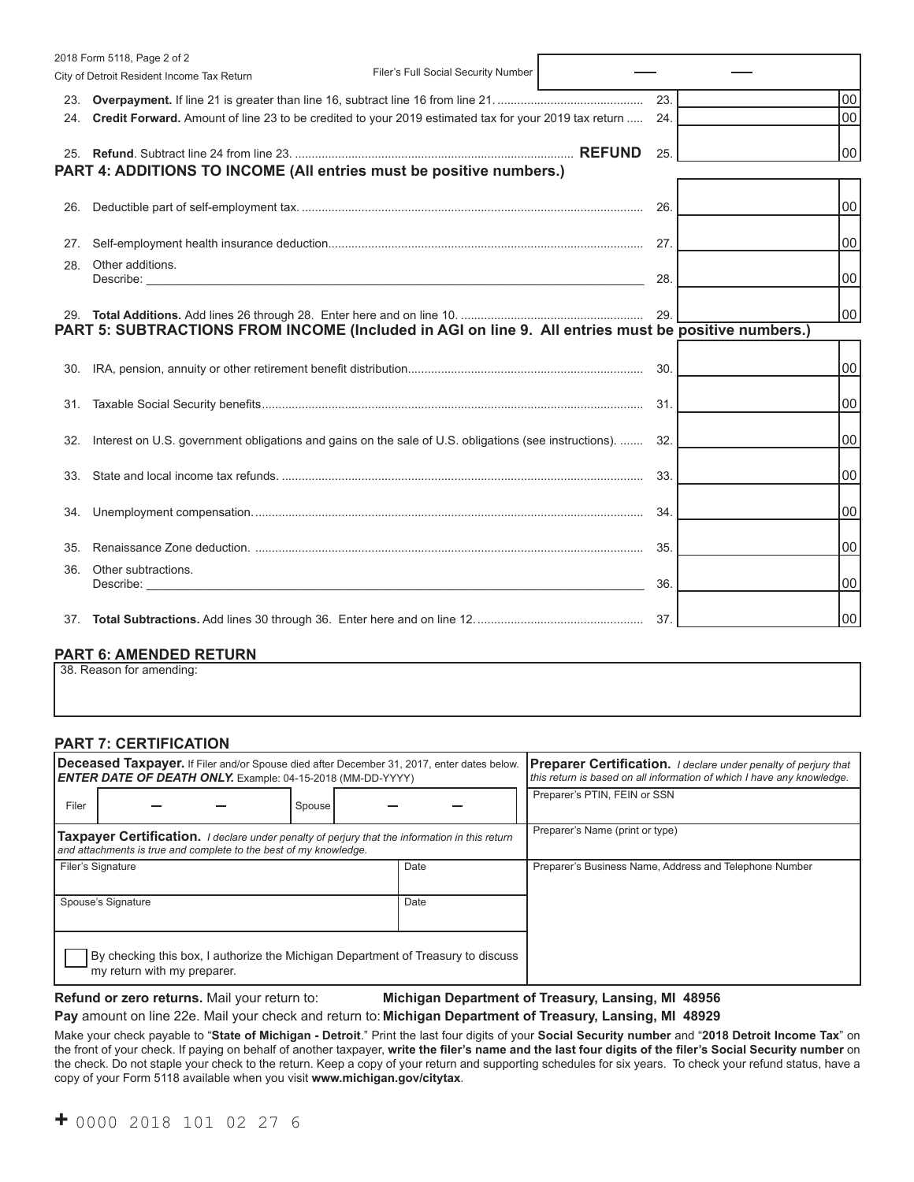2018 Form 5118, Page 2 of 2

City of Detroit Resident Income Tax Return

Filer's Full Social Security Number

| | | | |
|---|---|---|---|
| 23. | **Overpayment.** If line 21 is greater than line 16, subtract line 16 from line 21. | 23. | 00 |
| 24. | **Credit Forward.** Amount of line 23 to be credited to your 2019 estimated tax for your 2019 tax return | 24. | 00 |
| 25. | **Refund**. Subtract line 24 from line 23. **REFUND** | 25. | 00 |

## PART 4: ADDITIONS TO INCOME (All entries must be positive numbers.)

| | | | |
|---|---|---|---|
| 26. | Deductible part of self-employment tax. | 26. | 00 |
| 27. | Self-employment health insurance deduction | 27. | 00 |
| 28. | Other additions. Describe: | 28. | 00 |
| 29. | **Total Additions.** Add lines 26 through 28. Enter here and on line 10. | 29. | 00 |

## PART 5: SUBTRACTIONS FROM INCOME (Included in AGI on line 9. All entries must be positive numbers.)

| | | | |
|---|---|---|---|
| 30. | IRA, pension, annuity or other retirement benefit distribution | 30. | 00 |
| 31. | Taxable Social Security benefits | 31. | 00 |
| 32. | Interest on U.S. government obligations and gains on the sale of U.S. obligations (see instructions). | 32. | 00 |
| 33. | State and local income tax refunds. | 33. | 00 |
| 34. | Unemployment compensation. | 34. | 00 |
| 35. | Renaissance Zone deduction. | 35. | 00 |
| 36. | Other subtractions. Describe: | 36. | 00 |
| 37. | **Total Subtractions.** Add lines 30 through 36. Enter here and on line 12. | 37. | 00 |

## PART 6: AMENDED RETURN

38. Reason for amending:

## PART 7: CERTIFICATION

**Deceased Taxpayer.** If Filer and/or Spouse died after December 31, 2017, enter dates below. ***ENTER DATE OF DEATH ONLY.*** Example: 04-15-2018 (MM-DD-YYYY)

Filer ___ Spouse ___

**Taxpayer Certification.** *I declare under penalty of perjury that the information in this return and attachments is true and complete to the best of my knowledge.*

| | |
|---|---|
| Filer's Signature | Date |
| Spouse's Signature | Date |

☐ By checking this box, I authorize the Michigan Department of Treasury to discuss my return with my preparer.

**Preparer Certification.** *I declare under penalty of perjury that this return is based on all information of which I have any knowledge.*

Preparer's PTIN, FEIN or SSN

Preparer's Name (print or type)

Preparer's Business Name, Address and Telephone Number

**Refund or zero returns.** Mail your return to: **Michigan Department of Treasury, Lansing, MI 48956**

**Pay** amount on line 22e. Mail your check and return to: **Michigan Department of Treasury, Lansing, MI 48929**

Make your check payable to "**State of Michigan - Detroit**." Print the last four digits of your **Social Security number** and "**2018 Detroit Income Tax**" on the front of your check. If paying on behalf of another taxpayer, **write the filer's name and the last four digits of the filer's Social Security number** on the check. Do not staple your check to the return. Keep a copy of your return and supporting schedules for six years. To check your refund status, have a copy of your Form 5118 available when you visit **www.michigan.gov/citytax**.

+ 0000 2018 101 02 27 6